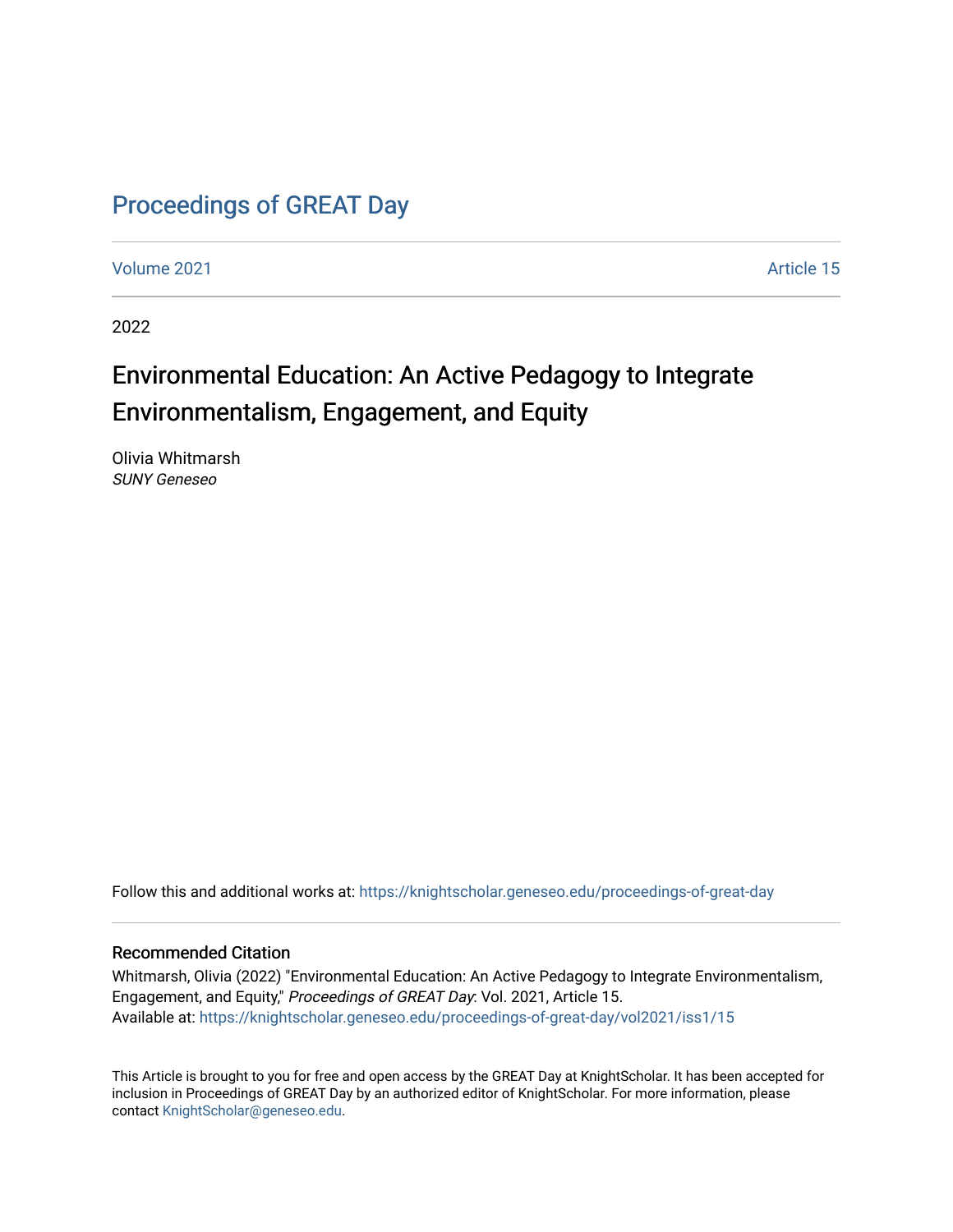# Proceedings of GREAT Day

Volume 2021 Article 15

2022

## Environmental Education: An Active Pedagogy to Integrate Environmentalism, Engagement, and Equity

Olivia Whitmarsh
*SUNY Geneseo*

Follow this and additional works at: https://knightscholar.geneseo.edu/proceedings-of-great-day

### Recommended Citation

Whitmarsh, Olivia (2022) "Environmental Education: An Active Pedagogy to Integrate Environmentalism, Engagement, and Equity," *Proceedings of GREAT Day*: Vol. 2021, Article 15.
Available at: https://knightscholar.geneseo.edu/proceedings-of-great-day/vol2021/iss1/15

This Article is brought to you for free and open access by the GREAT Day at KnightScholar. It has been accepted for inclusion in Proceedings of GREAT Day by an authorized editor of KnightScholar. For more information, please contact KnightScholar@geneseo.edu.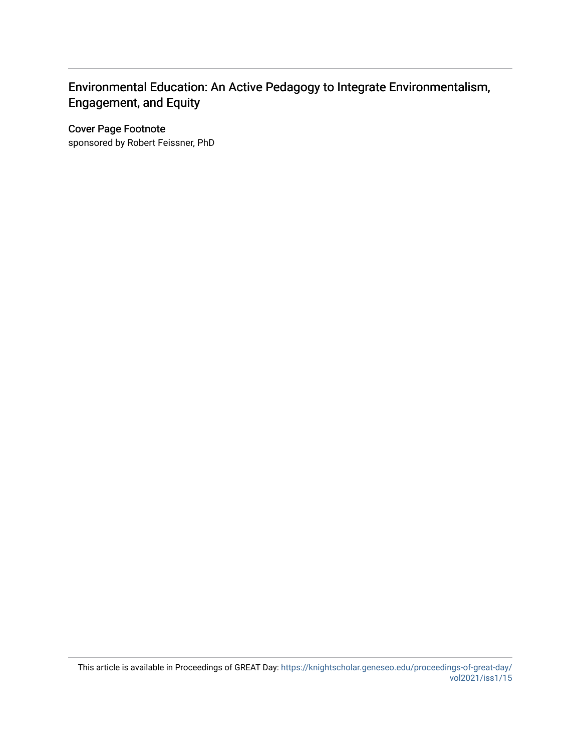# Environmental Education: An Active Pedagogy to Integrate Environmentalism, Engagement, and Equity

## Cover Page Footnote

sponsored by Robert Feissner, PhD

This article is available in Proceedings of GREAT Day: https://knightscholar.geneseo.edu/proceedings-of-great-day/vol2021/iss1/15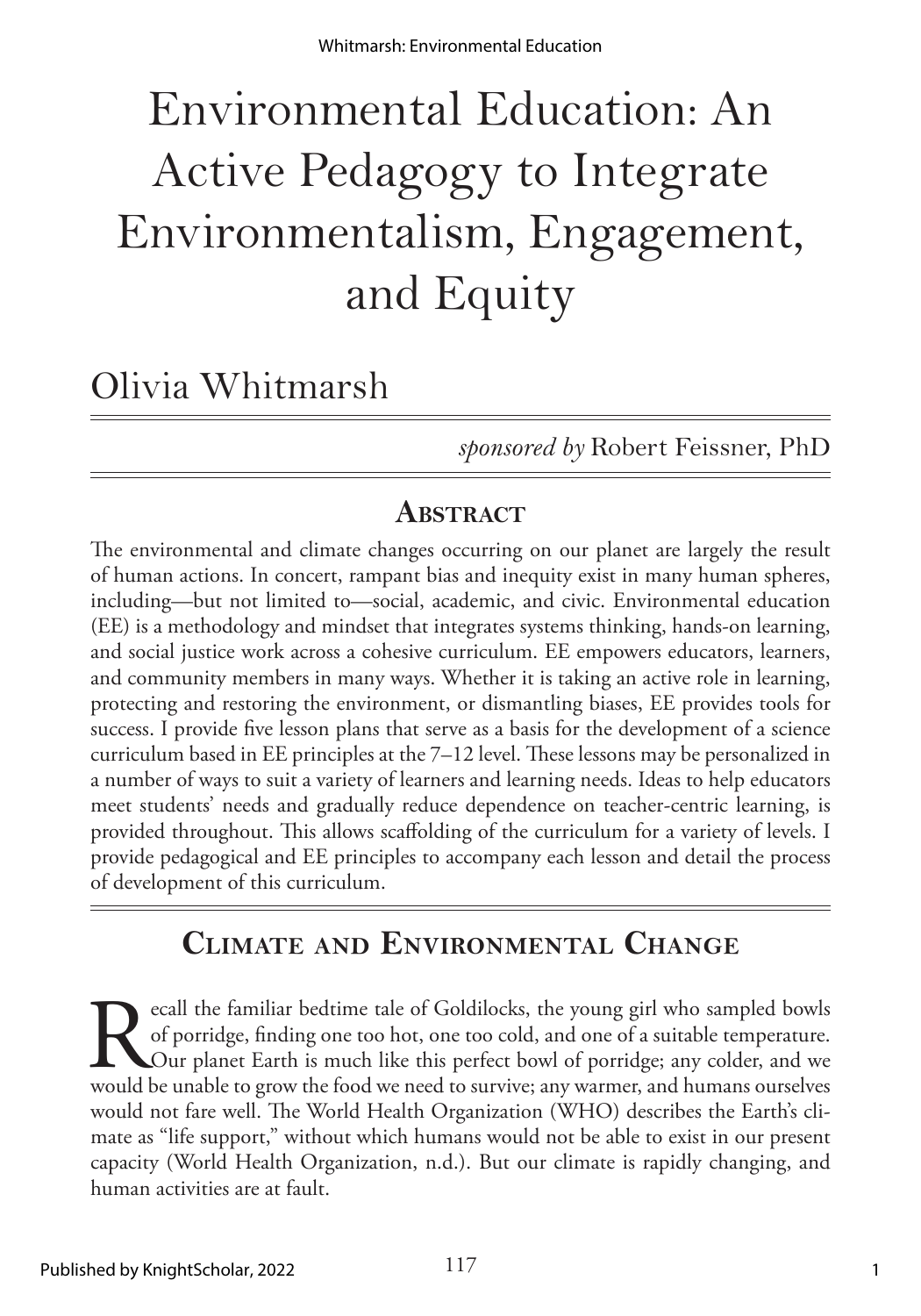# Environmental Education: An Active Pedagogy to Integrate Environmentalism, Engagement, and Equity

## Olivia Whitmarsh

*sponsored by* Robert Feissner, PhD

## Abstract

The environmental and climate changes occurring on our planet are largely the result of human actions. In concert, rampant bias and inequity exist in many human spheres, including—but not limited to—social, academic, and civic. Environmental education (EE) is a methodology and mindset that integrates systems thinking, hands-on learning, and social justice work across a cohesive curriculum. EE empowers educators, learners, and community members in many ways. Whether it is taking an active role in learning, protecting and restoring the environment, or dismantling biases, EE provides tools for success. I provide five lesson plans that serve as a basis for the development of a science curriculum based in EE principles at the 7–12 level. These lessons may be personalized in a number of ways to suit a variety of learners and learning needs. Ideas to help educators meet students' needs and gradually reduce dependence on teacher-centric learning, is provided throughout. This allows scaffolding of the curriculum for a variety of levels. I provide pedagogical and EE principles to accompany each lesson and detail the process of development of this curriculum.

## Climate and Environmental Change

Recall the familiar bedtime tale of Goldilocks, the young girl who sampled bowls of porridge, finding one too hot, one too cold, and one of a suitable temperature. Our planet Earth is much like this perfect bowl of porridge; any colder, and we would be unable to grow the food we need to survive; any warmer, and humans ourselves would not fare well. The World Health Organization (WHO) describes the Earth's climate as "life support," without which humans would not be able to exist in our present capacity (World Health Organization, n.d.). But our climate is rapidly changing, and human activities are at fault.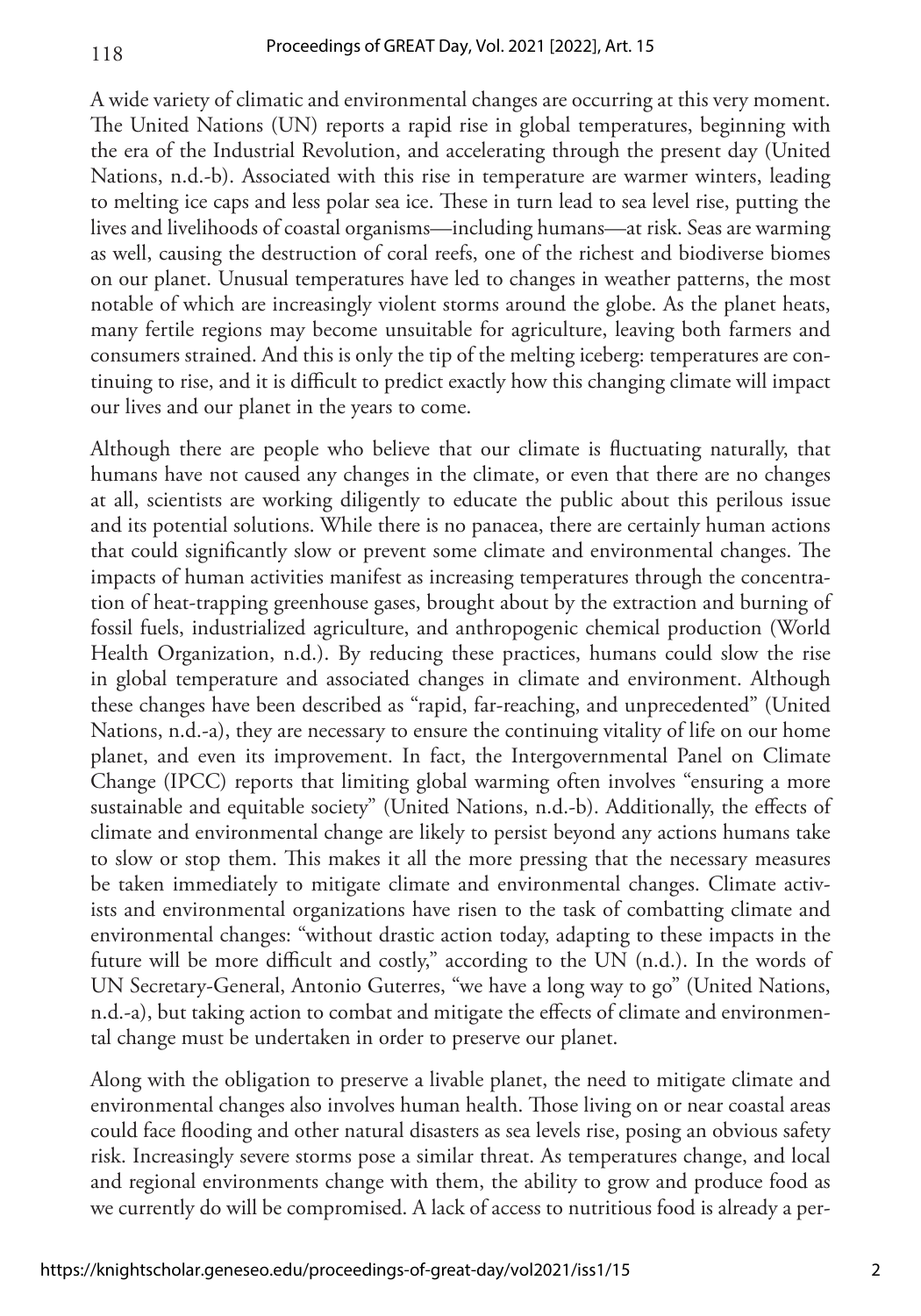A wide variety of climatic and environmental changes are occurring at this very moment. The United Nations (UN) reports a rapid rise in global temperatures, beginning with the era of the Industrial Revolution, and accelerating through the present day (United Nations, n.d.-b). Associated with this rise in temperature are warmer winters, leading to melting ice caps and less polar sea ice. These in turn lead to sea level rise, putting the lives and livelihoods of coastal organisms—including humans—at risk. Seas are warming as well, causing the destruction of coral reefs, one of the richest and biodiverse biomes on our planet. Unusual temperatures have led to changes in weather patterns, the most notable of which are increasingly violent storms around the globe. As the planet heats, many fertile regions may become unsuitable for agriculture, leaving both farmers and consumers strained. And this is only the tip of the melting iceberg: temperatures are continuing to rise, and it is difficult to predict exactly how this changing climate will impact our lives and our planet in the years to come.

Although there are people who believe that our climate is fluctuating naturally, that humans have not caused any changes in the climate, or even that there are no changes at all, scientists are working diligently to educate the public about this perilous issue and its potential solutions. While there is no panacea, there are certainly human actions that could significantly slow or prevent some climate and environmental changes. The impacts of human activities manifest as increasing temperatures through the concentration of heat-trapping greenhouse gases, brought about by the extraction and burning of fossil fuels, industrialized agriculture, and anthropogenic chemical production (World Health Organization, n.d.). By reducing these practices, humans could slow the rise in global temperature and associated changes in climate and environment. Although these changes have been described as "rapid, far-reaching, and unprecedented" (United Nations, n.d.-a), they are necessary to ensure the continuing vitality of life on our home planet, and even its improvement. In fact, the Intergovernmental Panel on Climate Change (IPCC) reports that limiting global warming often involves "ensuring a more sustainable and equitable society" (United Nations, n.d.-b). Additionally, the effects of climate and environmental change are likely to persist beyond any actions humans take to slow or stop them. This makes it all the more pressing that the necessary measures be taken immediately to mitigate climate and environmental changes. Climate activists and environmental organizations have risen to the task of combatting climate and environmental changes: "without drastic action today, adapting to these impacts in the future will be more difficult and costly," according to the UN (n.d.). In the words of UN Secretary-General, Antonio Guterres, "we have a long way to go" (United Nations, n.d.-a), but taking action to combat and mitigate the effects of climate and environmental change must be undertaken in order to preserve our planet.

Along with the obligation to preserve a livable planet, the need to mitigate climate and environmental changes also involves human health. Those living on or near coastal areas could face flooding and other natural disasters as sea levels rise, posing an obvious safety risk. Increasingly severe storms pose a similar threat. As temperatures change, and local and regional environments change with them, the ability to grow and produce food as we currently do will be compromised. A lack of access to nutritious food is already a per-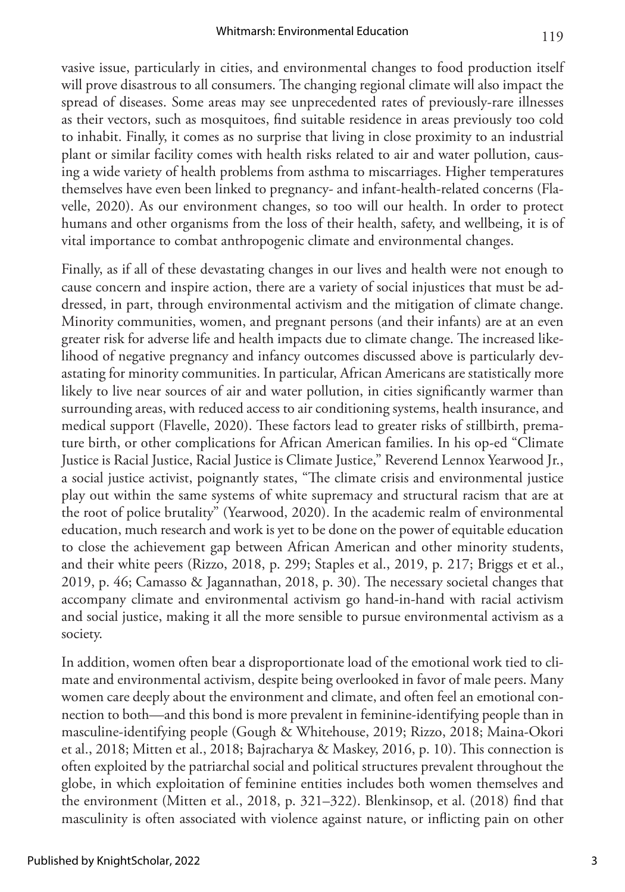vasive issue, particularly in cities, and environmental changes to food production itself will prove disastrous to all consumers. The changing regional climate will also impact the spread of diseases. Some areas may see unprecedented rates of previously-rare illnesses as their vectors, such as mosquitoes, find suitable residence in areas previously too cold to inhabit. Finally, it comes as no surprise that living in close proximity to an industrial plant or similar facility comes with health risks related to air and water pollution, causing a wide variety of health problems from asthma to miscarriages. Higher temperatures themselves have even been linked to pregnancy- and infant-health-related concerns (Flavelle, 2020). As our environment changes, so too will our health. In order to protect humans and other organisms from the loss of their health, safety, and wellbeing, it is of vital importance to combat anthropogenic climate and environmental changes.

Finally, as if all of these devastating changes in our lives and health were not enough to cause concern and inspire action, there are a variety of social injustices that must be addressed, in part, through environmental activism and the mitigation of climate change. Minority communities, women, and pregnant persons (and their infants) are at an even greater risk for adverse life and health impacts due to climate change. The increased likelihood of negative pregnancy and infancy outcomes discussed above is particularly devastating for minority communities. In particular, African Americans are statistically more likely to live near sources of air and water pollution, in cities significantly warmer than surrounding areas, with reduced access to air conditioning systems, health insurance, and medical support (Flavelle, 2020). These factors lead to greater risks of stillbirth, premature birth, or other complications for African American families. In his op-ed "Climate Justice is Racial Justice, Racial Justice is Climate Justice," Reverend Lennox Yearwood Jr., a social justice activist, poignantly states, "The climate crisis and environmental justice play out within the same systems of white supremacy and structural racism that are at the root of police brutality" (Yearwood, 2020). In the academic realm of environmental education, much research and work is yet to be done on the power of equitable education to close the achievement gap between African American and other minority students, and their white peers (Rizzo, 2018, p. 299; Staples et al., 2019, p. 217; Briggs et et al., 2019, p. 46; Camasso & Jagannathan, 2018, p. 30). The necessary societal changes that accompany climate and environmental activism go hand-in-hand with racial activism and social justice, making it all the more sensible to pursue environmental activism as a society.

In addition, women often bear a disproportionate load of the emotional work tied to climate and environmental activism, despite being overlooked in favor of male peers. Many women care deeply about the environment and climate, and often feel an emotional connection to both—and this bond is more prevalent in feminine-identifying people than in masculine-identifying people (Gough & Whitehouse, 2019; Rizzo, 2018; Maina-Okori et al., 2018; Mitten et al., 2018; Bajracharya & Maskey, 2016, p. 10). This connection is often exploited by the patriarchal social and political structures prevalent throughout the globe, in which exploitation of feminine entities includes both women themselves and the environment (Mitten et al., 2018, p. 321–322). Blenkinsop, et al. (2018) find that masculinity is often associated with violence against nature, or inflicting pain on other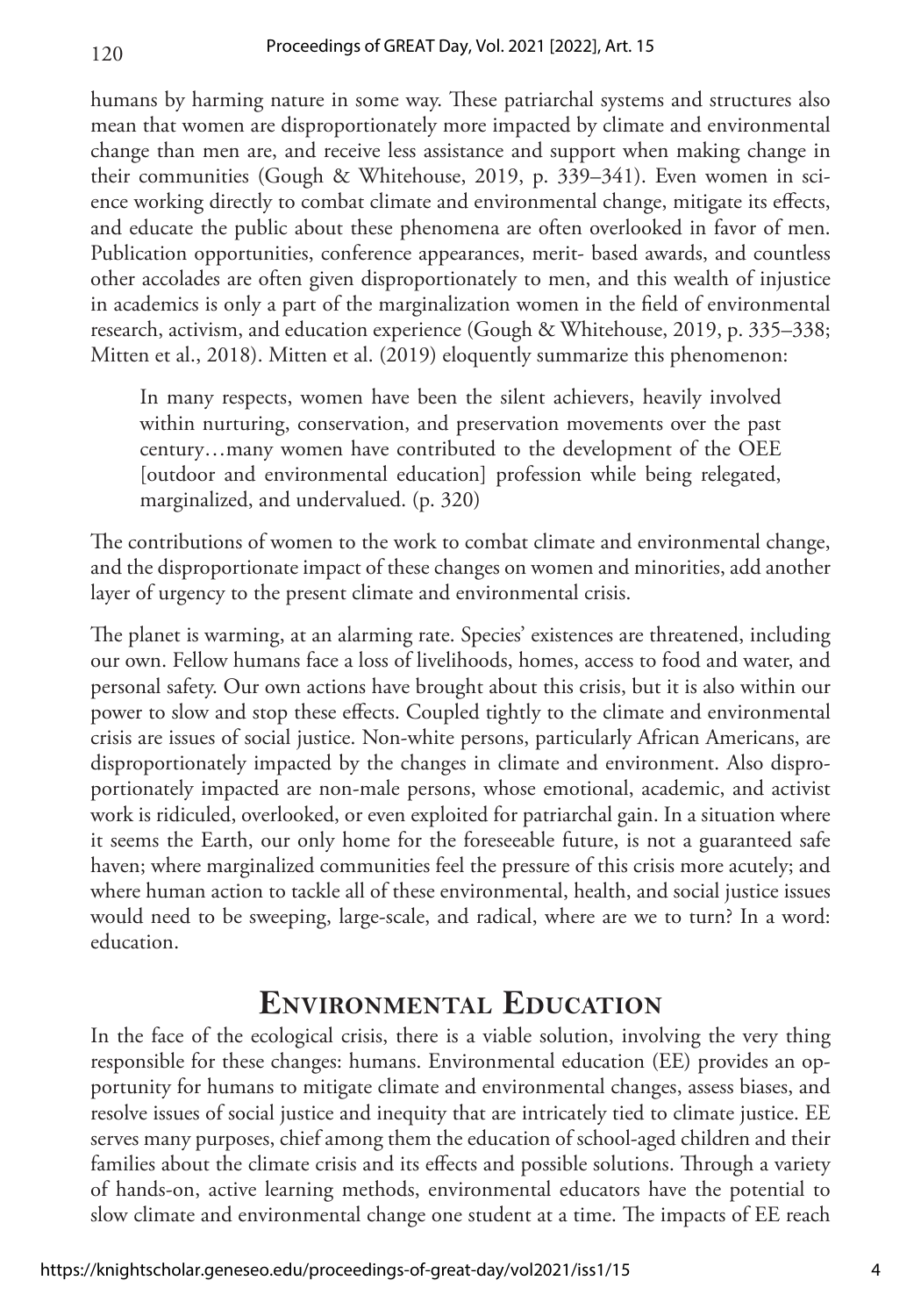humans by harming nature in some way. These patriarchal systems and structures also mean that women are disproportionately more impacted by climate and environmental change than men are, and receive less assistance and support when making change in their communities (Gough & Whitehouse, 2019, p. 339–341). Even women in science working directly to combat climate and environmental change, mitigate its effects, and educate the public about these phenomena are often overlooked in favor of men. Publication opportunities, conference appearances, merit- based awards, and countless other accolades are often given disproportionately to men, and this wealth of injustice in academics is only a part of the marginalization women in the field of environmental research, activism, and education experience (Gough & Whitehouse, 2019, p. 335–338; Mitten et al., 2018). Mitten et al. (2019) eloquently summarize this phenomenon:

> In many respects, women have been the silent achievers, heavily involved within nurturing, conservation, and preservation movements over the past century…many women have contributed to the development of the OEE [outdoor and environmental education] profession while being relegated, marginalized, and undervalued. (p. 320)

The contributions of women to the work to combat climate and environmental change, and the disproportionate impact of these changes on women and minorities, add another layer of urgency to the present climate and environmental crisis.

The planet is warming, at an alarming rate. Species' existences are threatened, including our own. Fellow humans face a loss of livelihoods, homes, access to food and water, and personal safety. Our own actions have brought about this crisis, but it is also within our power to slow and stop these effects. Coupled tightly to the climate and environmental crisis are issues of social justice. Non-white persons, particularly African Americans, are disproportionately impacted by the changes in climate and environment. Also disproportionately impacted are non-male persons, whose emotional, academic, and activist work is ridiculed, overlooked, or even exploited for patriarchal gain. In a situation where it seems the Earth, our only home for the foreseeable future, is not a guaranteed safe haven; where marginalized communities feel the pressure of this crisis more acutely; and where human action to tackle all of these environmental, health, and social justice issues would need to be sweeping, large-scale, and radical, where are we to turn? In a word: education.

## Environmental Education

In the face of the ecological crisis, there is a viable solution, involving the very thing responsible for these changes: humans. Environmental education (EE) provides an opportunity for humans to mitigate climate and environmental changes, assess biases, and resolve issues of social justice and inequity that are intricately tied to climate justice. EE serves many purposes, chief among them the education of school-aged children and their families about the climate crisis and its effects and possible solutions. Through a variety of hands-on, active learning methods, environmental educators have the potential to slow climate and environmental change one student at a time. The impacts of EE reach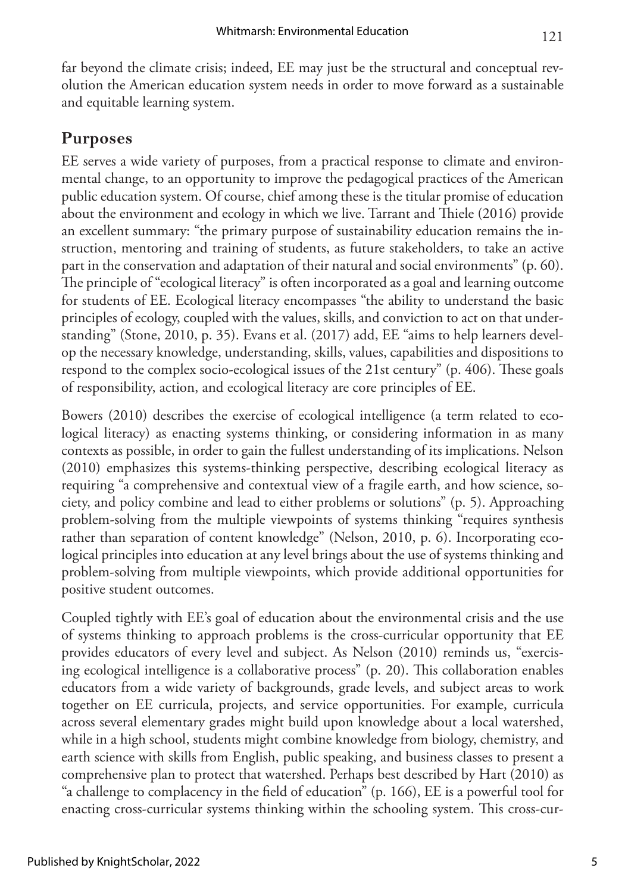far beyond the climate crisis; indeed, EE may just be the structural and conceptual revolution the American education system needs in order to move forward as a sustainable and equitable learning system.

## Purposes

EE serves a wide variety of purposes, from a practical response to climate and environmental change, to an opportunity to improve the pedagogical practices of the American public education system. Of course, chief among these is the titular promise of education about the environment and ecology in which we live. Tarrant and Thiele (2016) provide an excellent summary: "the primary purpose of sustainability education remains the instruction, mentoring and training of students, as future stakeholders, to take an active part in the conservation and adaptation of their natural and social environments" (p. 60). The principle of "ecological literacy" is often incorporated as a goal and learning outcome for students of EE. Ecological literacy encompasses "the ability to understand the basic principles of ecology, coupled with the values, skills, and conviction to act on that understanding" (Stone, 2010, p. 35). Evans et al. (2017) add, EE "aims to help learners develop the necessary knowledge, understanding, skills, values, capabilities and dispositions to respond to the complex socio-ecological issues of the 21st century" (p. 406). These goals of responsibility, action, and ecological literacy are core principles of EE.

Bowers (2010) describes the exercise of ecological intelligence (a term related to ecological literacy) as enacting systems thinking, or considering information in as many contexts as possible, in order to gain the fullest understanding of its implications. Nelson (2010) emphasizes this systems-thinking perspective, describing ecological literacy as requiring "a comprehensive and contextual view of a fragile earth, and how science, society, and policy combine and lead to either problems or solutions" (p. 5). Approaching problem-solving from the multiple viewpoints of systems thinking "requires synthesis rather than separation of content knowledge" (Nelson, 2010, p. 6). Incorporating ecological principles into education at any level brings about the use of systems thinking and problem-solving from multiple viewpoints, which provide additional opportunities for positive student outcomes.

Coupled tightly with EE's goal of education about the environmental crisis and the use of systems thinking to approach problems is the cross-curricular opportunity that EE provides educators of every level and subject. As Nelson (2010) reminds us, "exercising ecological intelligence is a collaborative process" (p. 20). This collaboration enables educators from a wide variety of backgrounds, grade levels, and subject areas to work together on EE curricula, projects, and service opportunities. For example, curricula across several elementary grades might build upon knowledge about a local watershed, while in a high school, students might combine knowledge from biology, chemistry, and earth science with skills from English, public speaking, and business classes to present a comprehensive plan to protect that watershed. Perhaps best described by Hart (2010) as "a challenge to complacency in the field of education" (p. 166), EE is a powerful tool for enacting cross-curricular systems thinking within the schooling system. This cross-cur-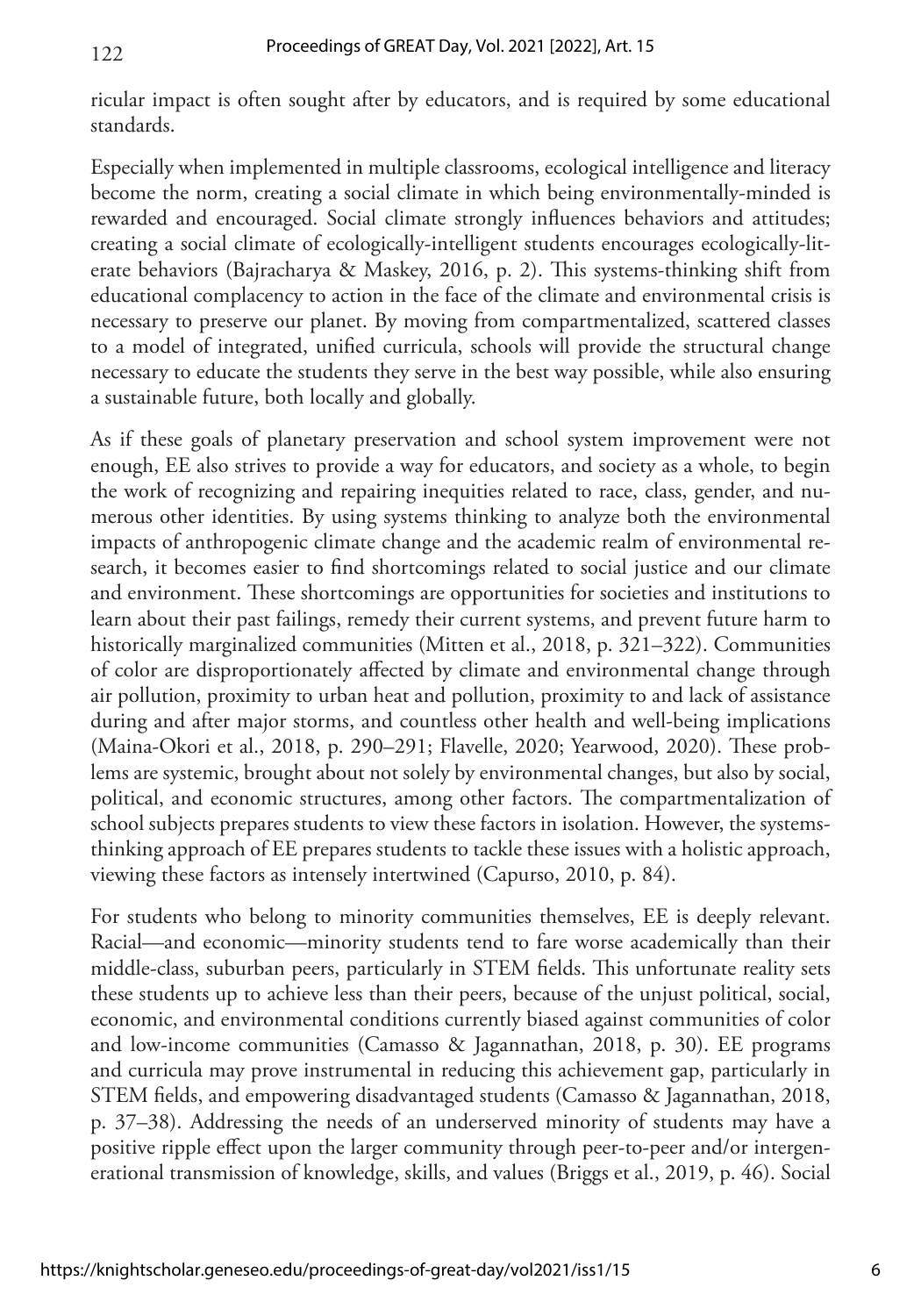ricular impact is often sought after by educators, and is required by some educational standards.

Especially when implemented in multiple classrooms, ecological intelligence and literacy become the norm, creating a social climate in which being environmentally-minded is rewarded and encouraged. Social climate strongly influences behaviors and attitudes; creating a social climate of ecologically-intelligent students encourages ecologically-literate behaviors (Bajracharya & Maskey, 2016, p. 2). This systems-thinking shift from educational complacency to action in the face of the climate and environmental crisis is necessary to preserve our planet. By moving from compartmentalized, scattered classes to a model of integrated, unified curricula, schools will provide the structural change necessary to educate the students they serve in the best way possible, while also ensuring a sustainable future, both locally and globally.

As if these goals of planetary preservation and school system improvement were not enough, EE also strives to provide a way for educators, and society as a whole, to begin the work of recognizing and repairing inequities related to race, class, gender, and numerous other identities. By using systems thinking to analyze both the environmental impacts of anthropogenic climate change and the academic realm of environmental research, it becomes easier to find shortcomings related to social justice and our climate and environment. These shortcomings are opportunities for societies and institutions to learn about their past failings, remedy their current systems, and prevent future harm to historically marginalized communities (Mitten et al., 2018, p. 321–322). Communities of color are disproportionately affected by climate and environmental change through air pollution, proximity to urban heat and pollution, proximity to and lack of assistance during and after major storms, and countless other health and well-being implications (Maina-Okori et al., 2018, p. 290–291; Flavelle, 2020; Yearwood, 2020). These problems are systemic, brought about not solely by environmental changes, but also by social, political, and economic structures, among other factors. The compartmentalization of school subjects prepares students to view these factors in isolation. However, the systems-thinking approach of EE prepares students to tackle these issues with a holistic approach, viewing these factors as intensely intertwined (Capurso, 2010, p. 84).

For students who belong to minority communities themselves, EE is deeply relevant. Racial—and economic—minority students tend to fare worse academically than their middle-class, suburban peers, particularly in STEM fields. This unfortunate reality sets these students up to achieve less than their peers, because of the unjust political, social, economic, and environmental conditions currently biased against communities of color and low-income communities (Camasso & Jagannathan, 2018, p. 30). EE programs and curricula may prove instrumental in reducing this achievement gap, particularly in STEM fields, and empowering disadvantaged students (Camasso & Jagannathan, 2018, p. 37–38). Addressing the needs of an underserved minority of students may have a positive ripple effect upon the larger community through peer-to-peer and/or intergenerational transmission of knowledge, skills, and values (Briggs et al., 2019, p. 46). Social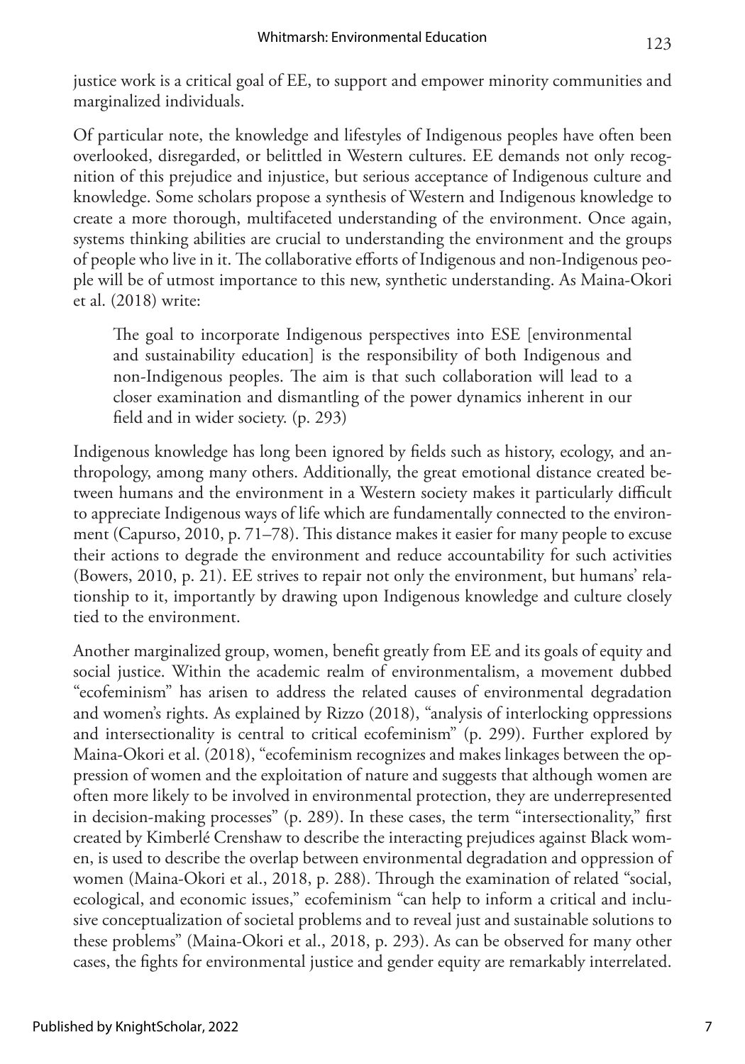justice work is a critical goal of EE, to support and empower minority communities and marginalized individuals.

Of particular note, the knowledge and lifestyles of Indigenous peoples have often been overlooked, disregarded, or belittled in Western cultures. EE demands not only recognition of this prejudice and injustice, but serious acceptance of Indigenous culture and knowledge. Some scholars propose a synthesis of Western and Indigenous knowledge to create a more thorough, multifaceted understanding of the environment. Once again, systems thinking abilities are crucial to understanding the environment and the groups of people who live in it. The collaborative efforts of Indigenous and non-Indigenous people will be of utmost importance to this new, synthetic understanding. As Maina-Okori et al. (2018) write:

> The goal to incorporate Indigenous perspectives into ESE [environmental and sustainability education] is the responsibility of both Indigenous and non-Indigenous peoples. The aim is that such collaboration will lead to a closer examination and dismantling of the power dynamics inherent in our field and in wider society. (p. 293)

Indigenous knowledge has long been ignored by fields such as history, ecology, and anthropology, among many others. Additionally, the great emotional distance created between humans and the environment in a Western society makes it particularly difficult to appreciate Indigenous ways of life which are fundamentally connected to the environment (Capurso, 2010, p. 71–78). This distance makes it easier for many people to excuse their actions to degrade the environment and reduce accountability for such activities (Bowers, 2010, p. 21). EE strives to repair not only the environment, but humans' relationship to it, importantly by drawing upon Indigenous knowledge and culture closely tied to the environment.

Another marginalized group, women, benefit greatly from EE and its goals of equity and social justice. Within the academic realm of environmentalism, a movement dubbed "ecofeminism" has arisen to address the related causes of environmental degradation and women's rights. As explained by Rizzo (2018), "analysis of interlocking oppressions and intersectionality is central to critical ecofeminism" (p. 299). Further explored by Maina-Okori et al. (2018), "ecofeminism recognizes and makes linkages between the oppression of women and the exploitation of nature and suggests that although women are often more likely to be involved in environmental protection, they are underrepresented in decision-making processes" (p. 289). In these cases, the term "intersectionality," first created by Kimberlé Crenshaw to describe the interacting prejudices against Black women, is used to describe the overlap between environmental degradation and oppression of women (Maina-Okori et al., 2018, p. 288). Through the examination of related "social, ecological, and economic issues," ecofeminism "can help to inform a critical and inclusive conceptualization of societal problems and to reveal just and sustainable solutions to these problems" (Maina-Okori et al., 2018, p. 293). As can be observed for many other cases, the fights for environmental justice and gender equity are remarkably interrelated.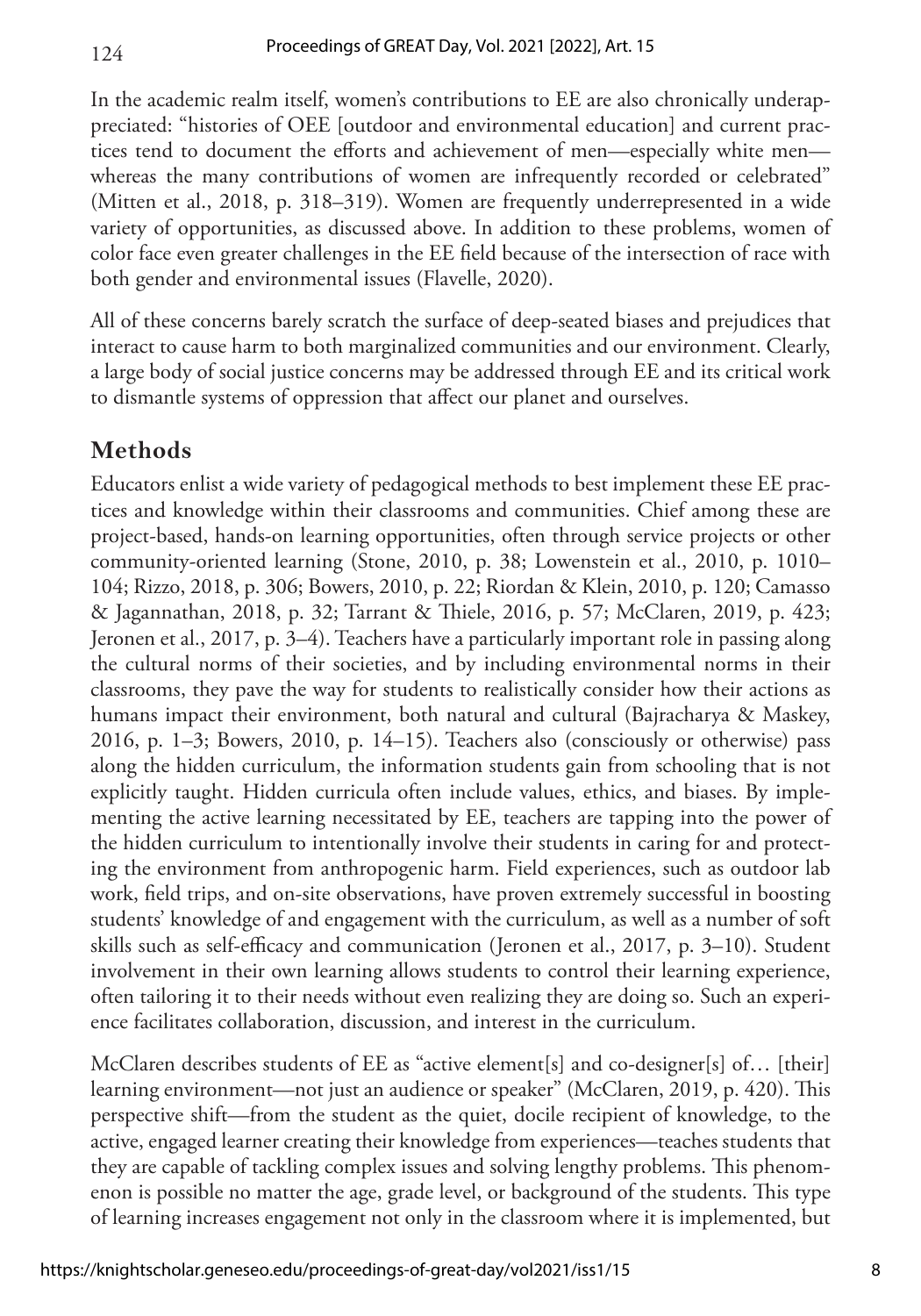In the academic realm itself, women's contributions to EE are also chronically underappreciated: "histories of OEE [outdoor and environmental education] and current practices tend to document the efforts and achievement of men—especially white men—whereas the many contributions of women are infrequently recorded or celebrated" (Mitten et al., 2018, p. 318–319). Women are frequently underrepresented in a wide variety of opportunities, as discussed above. In addition to these problems, women of color face even greater challenges in the EE field because of the intersection of race with both gender and environmental issues (Flavelle, 2020).

All of these concerns barely scratch the surface of deep-seated biases and prejudices that interact to cause harm to both marginalized communities and our environment. Clearly, a large body of social justice concerns may be addressed through EE and its critical work to dismantle systems of oppression that affect our planet and ourselves.

## Methods

Educators enlist a wide variety of pedagogical methods to best implement these EE practices and knowledge within their classrooms and communities. Chief among these are project-based, hands-on learning opportunities, often through service projects or other community-oriented learning (Stone, 2010, p. 38; Lowenstein et al., 2010, p. 1010–104; Rizzo, 2018, p. 306; Bowers, 2010, p. 22; Riordan & Klein, 2010, p. 120; Camasso & Jagannathan, 2018, p. 32; Tarrant & Thiele, 2016, p. 57; McClaren, 2019, p. 423; Jeronen et al., 2017, p. 3–4). Teachers have a particularly important role in passing along the cultural norms of their societies, and by including environmental norms in their classrooms, they pave the way for students to realistically consider how their actions as humans impact their environment, both natural and cultural (Bajracharya & Maskey, 2016, p. 1–3; Bowers, 2010, p. 14–15). Teachers also (consciously or otherwise) pass along the hidden curriculum, the information students gain from schooling that is not explicitly taught. Hidden curricula often include values, ethics, and biases. By implementing the active learning necessitated by EE, teachers are tapping into the power of the hidden curriculum to intentionally involve their students in caring for and protecting the environment from anthropogenic harm. Field experiences, such as outdoor lab work, field trips, and on-site observations, have proven extremely successful in boosting students' knowledge of and engagement with the curriculum, as well as a number of soft skills such as self-efficacy and communication (Jeronen et al., 2017, p. 3–10). Student involvement in their own learning allows students to control their learning experience, often tailoring it to their needs without even realizing they are doing so. Such an experience facilitates collaboration, discussion, and interest in the curriculum.

McClaren describes students of EE as "active element[s] and co-designer[s] of… [their] learning environment—not just an audience or speaker" (McClaren, 2019, p. 420). This perspective shift—from the student as the quiet, docile recipient of knowledge, to the active, engaged learner creating their knowledge from experiences—teaches students that they are capable of tackling complex issues and solving lengthy problems. This phenomenon is possible no matter the age, grade level, or background of the students. This type of learning increases engagement not only in the classroom where it is implemented, but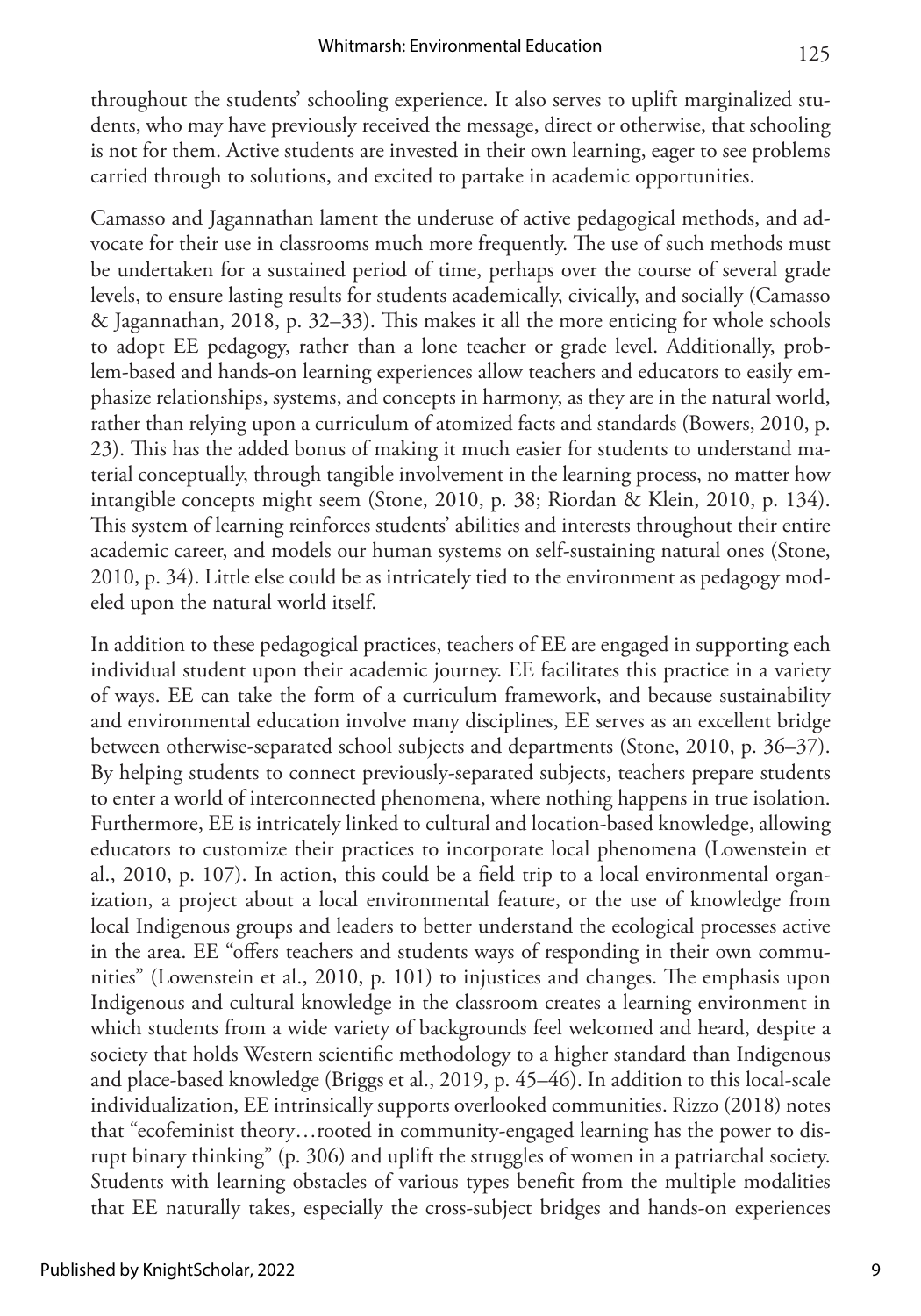throughout the students' schooling experience. It also serves to uplift marginalized students, who may have previously received the message, direct or otherwise, that schooling is not for them. Active students are invested in their own learning, eager to see problems carried through to solutions, and excited to partake in academic opportunities.

Camasso and Jagannathan lament the underuse of active pedagogical methods, and advocate for their use in classrooms much more frequently. The use of such methods must be undertaken for a sustained period of time, perhaps over the course of several grade levels, to ensure lasting results for students academically, civically, and socially (Camasso & Jagannathan, 2018, p. 32–33). This makes it all the more enticing for whole schools to adopt EE pedagogy, rather than a lone teacher or grade level. Additionally, problem-based and hands-on learning experiences allow teachers and educators to easily emphasize relationships, systems, and concepts in harmony, as they are in the natural world, rather than relying upon a curriculum of atomized facts and standards (Bowers, 2010, p. 23). This has the added bonus of making it much easier for students to understand material conceptually, through tangible involvement in the learning process, no matter how intangible concepts might seem (Stone, 2010, p. 38; Riordan & Klein, 2010, p. 134). This system of learning reinforces students' abilities and interests throughout their entire academic career, and models our human systems on self-sustaining natural ones (Stone, 2010, p. 34). Little else could be as intricately tied to the environment as pedagogy modeled upon the natural world itself.

In addition to these pedagogical practices, teachers of EE are engaged in supporting each individual student upon their academic journey. EE facilitates this practice in a variety of ways. EE can take the form of a curriculum framework, and because sustainability and environmental education involve many disciplines, EE serves as an excellent bridge between otherwise-separated school subjects and departments (Stone, 2010, p. 36–37). By helping students to connect previously-separated subjects, teachers prepare students to enter a world of interconnected phenomena, where nothing happens in true isolation. Furthermore, EE is intricately linked to cultural and location-based knowledge, allowing educators to customize their practices to incorporate local phenomena (Lowenstein et al., 2010, p. 107). In action, this could be a field trip to a local environmental organization, a project about a local environmental feature, or the use of knowledge from local Indigenous groups and leaders to better understand the ecological processes active in the area. EE "offers teachers and students ways of responding in their own communities" (Lowenstein et al., 2010, p. 101) to injustices and changes. The emphasis upon Indigenous and cultural knowledge in the classroom creates a learning environment in which students from a wide variety of backgrounds feel welcomed and heard, despite a society that holds Western scientific methodology to a higher standard than Indigenous and place-based knowledge (Briggs et al., 2019, p. 45–46). In addition to this local-scale individualization, EE intrinsically supports overlooked communities. Rizzo (2018) notes that "ecofeminist theory…rooted in community-engaged learning has the power to disrupt binary thinking" (p. 306) and uplift the struggles of women in a patriarchal society. Students with learning obstacles of various types benefit from the multiple modalities that EE naturally takes, especially the cross-subject bridges and hands-on experiences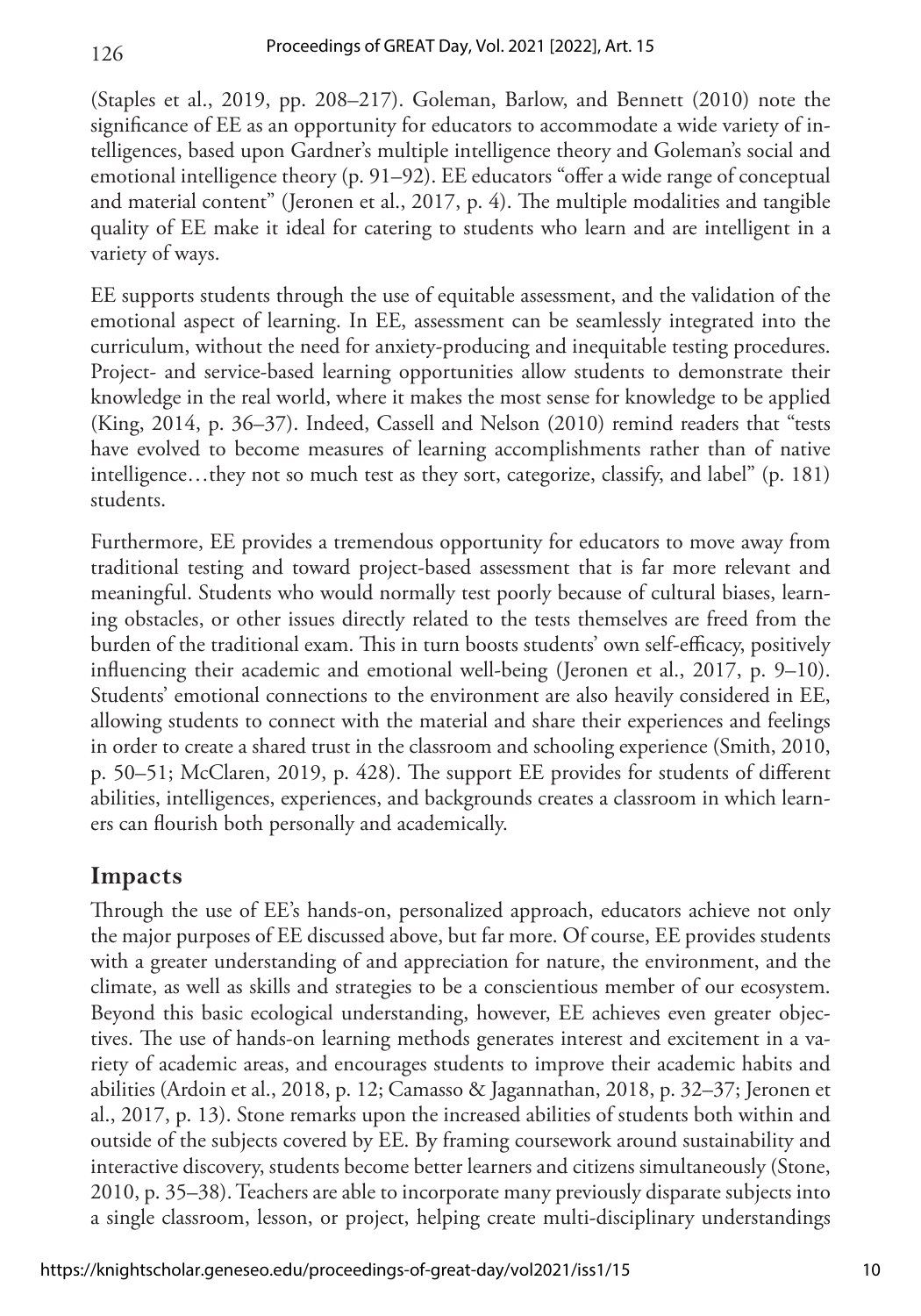(Staples et al., 2019, pp. 208–217). Goleman, Barlow, and Bennett (2010) note the significance of EE as an opportunity for educators to accommodate a wide variety of intelligences, based upon Gardner's multiple intelligence theory and Goleman's social and emotional intelligence theory (p. 91–92). EE educators "offer a wide range of conceptual and material content" (Jeronen et al., 2017, p. 4). The multiple modalities and tangible quality of EE make it ideal for catering to students who learn and are intelligent in a variety of ways.

EE supports students through the use of equitable assessment, and the validation of the emotional aspect of learning. In EE, assessment can be seamlessly integrated into the curriculum, without the need for anxiety-producing and inequitable testing procedures. Project- and service-based learning opportunities allow students to demonstrate their knowledge in the real world, where it makes the most sense for knowledge to be applied (King, 2014, p. 36–37). Indeed, Cassell and Nelson (2010) remind readers that "tests have evolved to become measures of learning accomplishments rather than of native intelligence…they not so much test as they sort, categorize, classify, and label" (p. 181) students.

Furthermore, EE provides a tremendous opportunity for educators to move away from traditional testing and toward project-based assessment that is far more relevant and meaningful. Students who would normally test poorly because of cultural biases, learning obstacles, or other issues directly related to the tests themselves are freed from the burden of the traditional exam. This in turn boosts students' own self-efficacy, positively influencing their academic and emotional well-being (Jeronen et al., 2017, p. 9–10). Students' emotional connections to the environment are also heavily considered in EE, allowing students to connect with the material and share their experiences and feelings in order to create a shared trust in the classroom and schooling experience (Smith, 2010, p. 50–51; McClaren, 2019, p. 428). The support EE provides for students of different abilities, intelligences, experiences, and backgrounds creates a classroom in which learners can flourish both personally and academically.

## Impacts

Through the use of EE's hands-on, personalized approach, educators achieve not only the major purposes of EE discussed above, but far more. Of course, EE provides students with a greater understanding of and appreciation for nature, the environment, and the climate, as well as skills and strategies to be a conscientious member of our ecosystem. Beyond this basic ecological understanding, however, EE achieves even greater objectives. The use of hands-on learning methods generates interest and excitement in a variety of academic areas, and encourages students to improve their academic habits and abilities (Ardoin et al., 2018, p. 12; Camasso & Jagannathan, 2018, p. 32–37; Jeronen et al., 2017, p. 13). Stone remarks upon the increased abilities of students both within and outside of the subjects covered by EE. By framing coursework around sustainability and interactive discovery, students become better learners and citizens simultaneously (Stone, 2010, p. 35–38). Teachers are able to incorporate many previously disparate subjects into a single classroom, lesson, or project, helping create multi-disciplinary understandings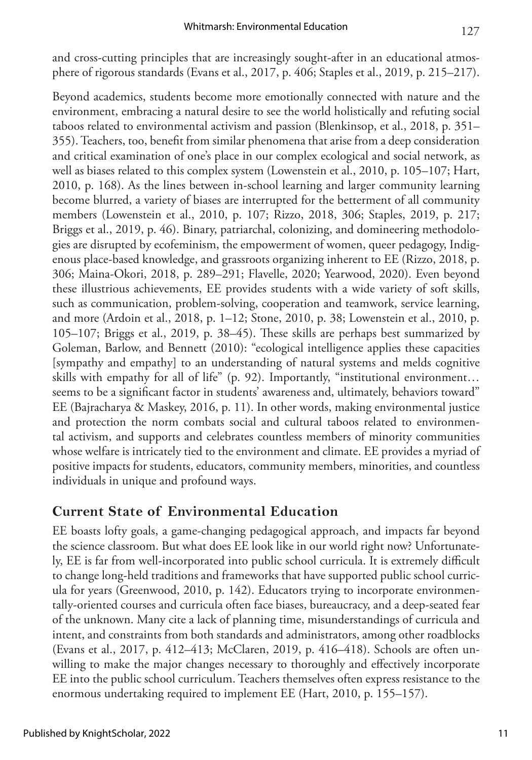and cross-cutting principles that are increasingly sought-after in an educational atmosphere of rigorous standards (Evans et al., 2017, p. 406; Staples et al., 2019, p. 215–217).

Beyond academics, students become more emotionally connected with nature and the environment, embracing a natural desire to see the world holistically and refuting social taboos related to environmental activism and passion (Blenkinsop, et al., 2018, p. 351–355). Teachers, too, benefit from similar phenomena that arise from a deep consideration and critical examination of one's place in our complex ecological and social network, as well as biases related to this complex system (Lowenstein et al., 2010, p. 105–107; Hart, 2010, p. 168). As the lines between in-school learning and larger community learning become blurred, a variety of biases are interrupted for the betterment of all community members (Lowenstein et al., 2010, p. 107; Rizzo, 2018, 306; Staples, 2019, p. 217; Briggs et al., 2019, p. 46). Binary, patriarchal, colonizing, and domineering methodologies are disrupted by ecofeminism, the empowerment of women, queer pedagogy, Indigenous place-based knowledge, and grassroots organizing inherent to EE (Rizzo, 2018, p. 306; Maina-Okori, 2018, p. 289–291; Flavelle, 2020; Yearwood, 2020). Even beyond these illustrious achievements, EE provides students with a wide variety of soft skills, such as communication, problem-solving, cooperation and teamwork, service learning, and more (Ardoin et al., 2018, p. 1–12; Stone, 2010, p. 38; Lowenstein et al., 2010, p. 105–107; Briggs et al., 2019, p. 38–45). These skills are perhaps best summarized by Goleman, Barlow, and Bennett (2010): "ecological intelligence applies these capacities [sympathy and empathy] to an understanding of natural systems and melds cognitive skills with empathy for all of life" (p. 92). Importantly, "institutional environment… seems to be a significant factor in students' awareness and, ultimately, behaviors toward" EE (Bajracharya & Maskey, 2016, p. 11). In other words, making environmental justice and protection the norm combats social and cultural taboos related to environmental activism, and supports and celebrates countless members of minority communities whose welfare is intricately tied to the environment and climate. EE provides a myriad of positive impacts for students, educators, community members, minorities, and countless individuals in unique and profound ways.

## Current State of Environmental Education

EE boasts lofty goals, a game-changing pedagogical approach, and impacts far beyond the science classroom. But what does EE look like in our world right now? Unfortunately, EE is far from well-incorporated into public school curricula. It is extremely difficult to change long-held traditions and frameworks that have supported public school curricula for years (Greenwood, 2010, p. 142). Educators trying to incorporate environmentally-oriented courses and curricula often face biases, bureaucracy, and a deep-seated fear of the unknown. Many cite a lack of planning time, misunderstandings of curricula and intent, and constraints from both standards and administrators, among other roadblocks (Evans et al., 2017, p. 412–413; McClaren, 2019, p. 416–418). Schools are often unwilling to make the major changes necessary to thoroughly and effectively incorporate EE into the public school curriculum. Teachers themselves often express resistance to the enormous undertaking required to implement EE (Hart, 2010, p. 155–157).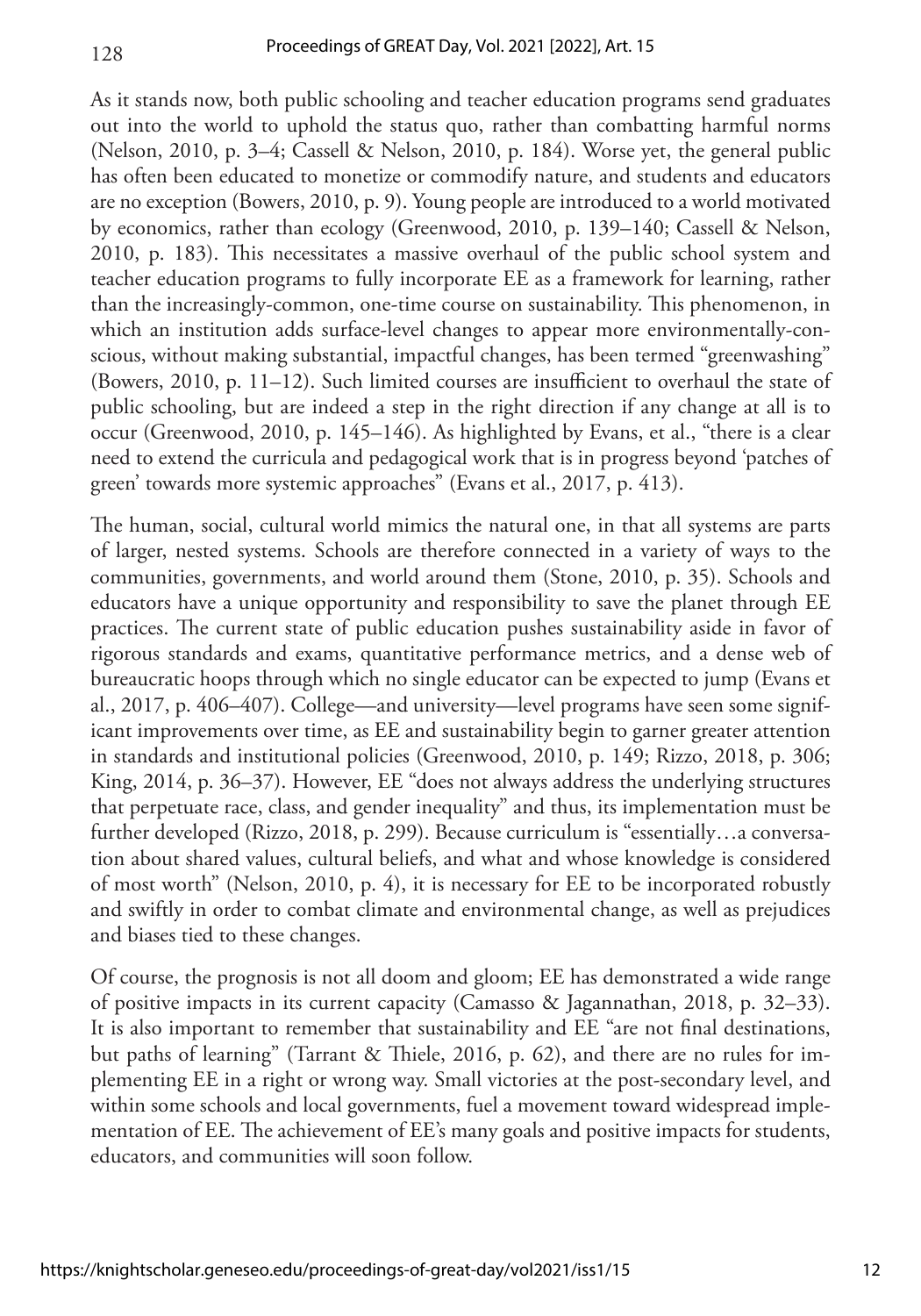As it stands now, both public schooling and teacher education programs send graduates out into the world to uphold the status quo, rather than combatting harmful norms (Nelson, 2010, p. 3–4; Cassell & Nelson, 2010, p. 184). Worse yet, the general public has often been educated to monetize or commodify nature, and students and educators are no exception (Bowers, 2010, p. 9). Young people are introduced to a world motivated by economics, rather than ecology (Greenwood, 2010, p. 139–140; Cassell & Nelson, 2010, p. 183). This necessitates a massive overhaul of the public school system and teacher education programs to fully incorporate EE as a framework for learning, rather than the increasingly-common, one-time course on sustainability. This phenomenon, in which an institution adds surface-level changes to appear more environmentally-conscious, without making substantial, impactful changes, has been termed "greenwashing" (Bowers, 2010, p. 11–12). Such limited courses are insufficient to overhaul the state of public schooling, but are indeed a step in the right direction if any change at all is to occur (Greenwood, 2010, p. 145–146). As highlighted by Evans, et al., "there is a clear need to extend the curricula and pedagogical work that is in progress beyond 'patches of green' towards more systemic approaches" (Evans et al., 2017, p. 413).

The human, social, cultural world mimics the natural one, in that all systems are parts of larger, nested systems. Schools are therefore connected in a variety of ways to the communities, governments, and world around them (Stone, 2010, p. 35). Schools and educators have a unique opportunity and responsibility to save the planet through EE practices. The current state of public education pushes sustainability aside in favor of rigorous standards and exams, quantitative performance metrics, and a dense web of bureaucratic hoops through which no single educator can be expected to jump (Evans et al., 2017, p. 406–407). College—and university—level programs have seen some significant improvements over time, as EE and sustainability begin to garner greater attention in standards and institutional policies (Greenwood, 2010, p. 149; Rizzo, 2018, p. 306; King, 2014, p. 36–37). However, EE "does not always address the underlying structures that perpetuate race, class, and gender inequality" and thus, its implementation must be further developed (Rizzo, 2018, p. 299). Because curriculum is "essentially…a conversation about shared values, cultural beliefs, and what and whose knowledge is considered of most worth" (Nelson, 2010, p. 4), it is necessary for EE to be incorporated robustly and swiftly in order to combat climate and environmental change, as well as prejudices and biases tied to these changes.

Of course, the prognosis is not all doom and gloom; EE has demonstrated a wide range of positive impacts in its current capacity (Camasso & Jagannathan, 2018, p. 32–33). It is also important to remember that sustainability and EE "are not final destinations, but paths of learning" (Tarrant & Thiele, 2016, p. 62), and there are no rules for implementing EE in a right or wrong way. Small victories at the post-secondary level, and within some schools and local governments, fuel a movement toward widespread implementation of EE. The achievement of EE's many goals and positive impacts for students, educators, and communities will soon follow.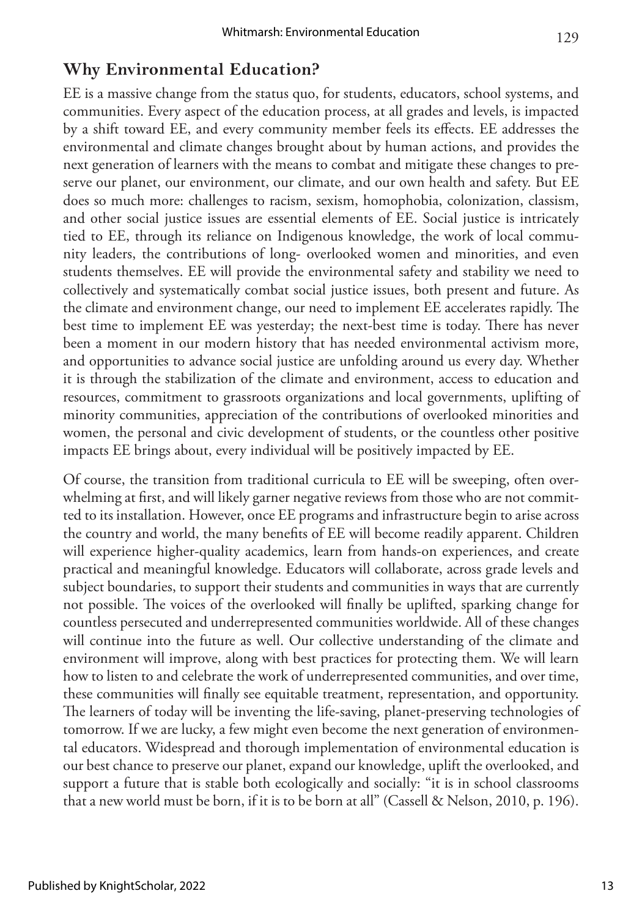## Why Environmental Education?

EE is a massive change from the status quo, for students, educators, school systems, and communities. Every aspect of the education process, at all grades and levels, is impacted by a shift toward EE, and every community member feels its effects. EE addresses the environmental and climate changes brought about by human actions, and provides the next generation of learners with the means to combat and mitigate these changes to preserve our planet, our environment, our climate, and our own health and safety. But EE does so much more: challenges to racism, sexism, homophobia, colonization, classism, and other social justice issues are essential elements of EE. Social justice is intricately tied to EE, through its reliance on Indigenous knowledge, the work of local community leaders, the contributions of long- overlooked women and minorities, and even students themselves. EE will provide the environmental safety and stability we need to collectively and systematically combat social justice issues, both present and future. As the climate and environment change, our need to implement EE accelerates rapidly. The best time to implement EE was yesterday; the next-best time is today. There has never been a moment in our modern history that has needed environmental activism more, and opportunities to advance social justice are unfolding around us every day. Whether it is through the stabilization of the climate and environment, access to education and resources, commitment to grassroots organizations and local governments, uplifting of minority communities, appreciation of the contributions of overlooked minorities and women, the personal and civic development of students, or the countless other positive impacts EE brings about, every individual will be positively impacted by EE.

Of course, the transition from traditional curricula to EE will be sweeping, often overwhelming at first, and will likely garner negative reviews from those who are not committed to its installation. However, once EE programs and infrastructure begin to arise across the country and world, the many benefits of EE will become readily apparent. Children will experience higher-quality academics, learn from hands-on experiences, and create practical and meaningful knowledge. Educators will collaborate, across grade levels and subject boundaries, to support their students and communities in ways that are currently not possible. The voices of the overlooked will finally be uplifted, sparking change for countless persecuted and underrepresented communities worldwide. All of these changes will continue into the future as well. Our collective understanding of the climate and environment will improve, along with best practices for protecting them. We will learn how to listen to and celebrate the work of underrepresented communities, and over time, these communities will finally see equitable treatment, representation, and opportunity. The learners of today will be inventing the life-saving, planet-preserving technologies of tomorrow. If we are lucky, a few might even become the next generation of environmental educators. Widespread and thorough implementation of environmental education is our best chance to preserve our planet, expand our knowledge, uplift the overlooked, and support a future that is stable both ecologically and socially: "it is in school classrooms that a new world must be born, if it is to be born at all" (Cassell & Nelson, 2010, p. 196).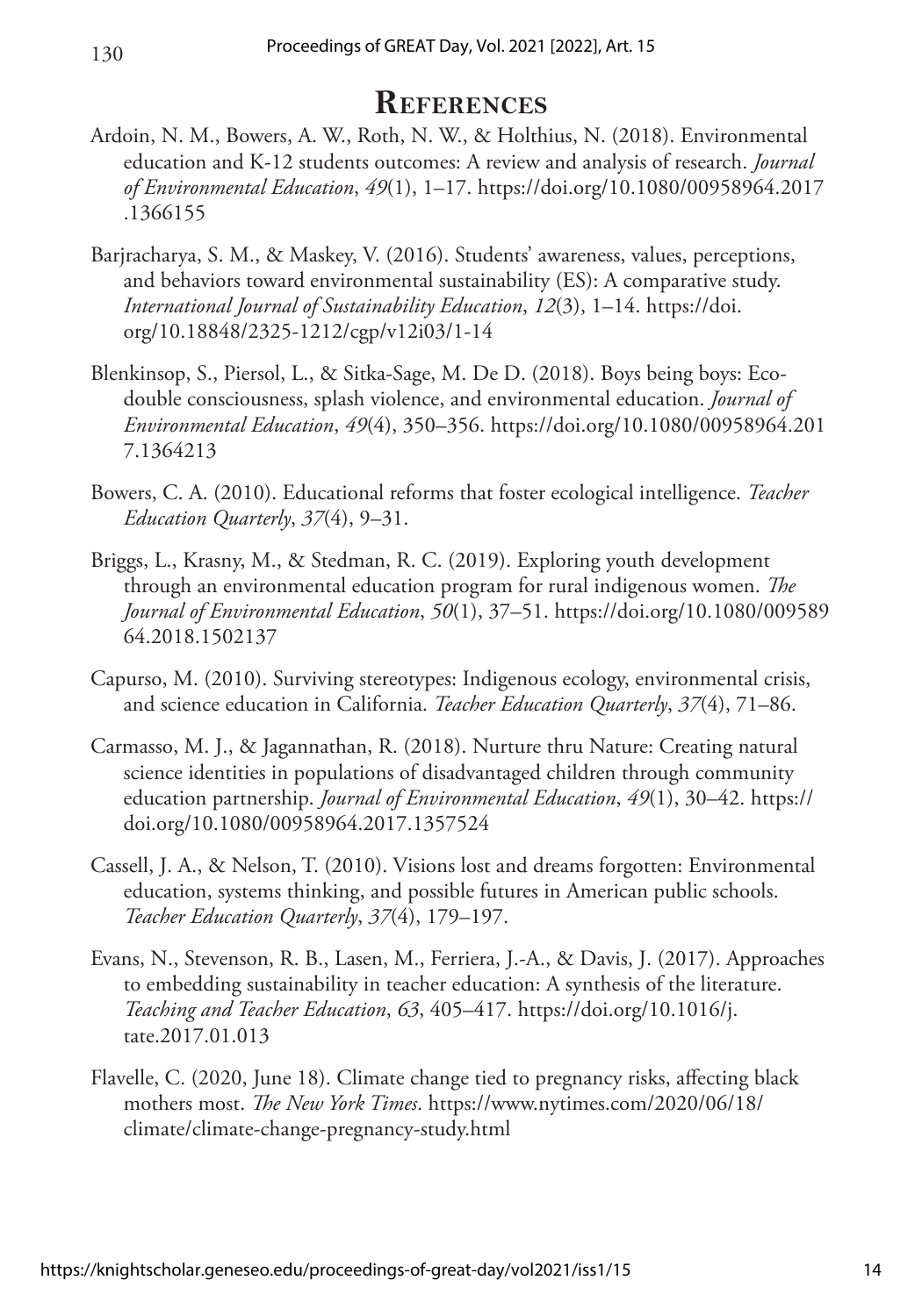## References

Ardoin, N. M., Bowers, A. W., Roth, N. W., & Holthius, N. (2018). Environmental education and K-12 students outcomes: A review and analysis of research. *Journal of Environmental Education*, *49*(1), 1–17. https://doi.org/10.1080/00958964.2017.1366155

Barjracharya, S. M., & Maskey, V. (2016). Students' awareness, values, perceptions, and behaviors toward environmental sustainability (ES): A comparative study. *International Journal of Sustainability Education*, *12*(3), 1–14. https://doi.org/10.18848/2325-1212/cgp/v12i03/1-14

Blenkinsop, S., Piersol, L., & Sitka-Sage, M. De D. (2018). Boys being boys: Eco-double consciousness, splash violence, and environmental education. *Journal of Environmental Education*, *49*(4), 350–356. https://doi.org/10.1080/00958964.2017.1364213

Bowers, C. A. (2010). Educational reforms that foster ecological intelligence. *Teacher Education Quarterly*, *37*(4), 9–31.

Briggs, L., Krasny, M., & Stedman, R. C. (2019). Exploring youth development through an environmental education program for rural indigenous women. *The Journal of Environmental Education*, *50*(1), 37–51. https://doi.org/10.1080/00958964.2018.1502137

Capurso, M. (2010). Surviving stereotypes: Indigenous ecology, environmental crisis, and science education in California. *Teacher Education Quarterly*, *37*(4), 71–86.

Carmasso, M. J., & Jagannathan, R. (2018). Nurture thru Nature: Creating natural science identities in populations of disadvantaged children through community education partnership. *Journal of Environmental Education*, *49*(1), 30–42. https://doi.org/10.1080/00958964.2017.1357524

Cassell, J. A., & Nelson, T. (2010). Visions lost and dreams forgotten: Environmental education, systems thinking, and possible futures in American public schools. *Teacher Education Quarterly*, *37*(4), 179–197.

Evans, N., Stevenson, R. B., Lasen, M., Ferriera, J.-A., & Davis, J. (2017). Approaches to embedding sustainability in teacher education: A synthesis of the literature. *Teaching and Teacher Education*, *63*, 405–417. https://doi.org/10.1016/j.tate.2017.01.013

Flavelle, C. (2020, June 18). Climate change tied to pregnancy risks, affecting black mothers most. *The New York Times*. https://www.nytimes.com/2020/06/18/climate/climate-change-pregnancy-study.html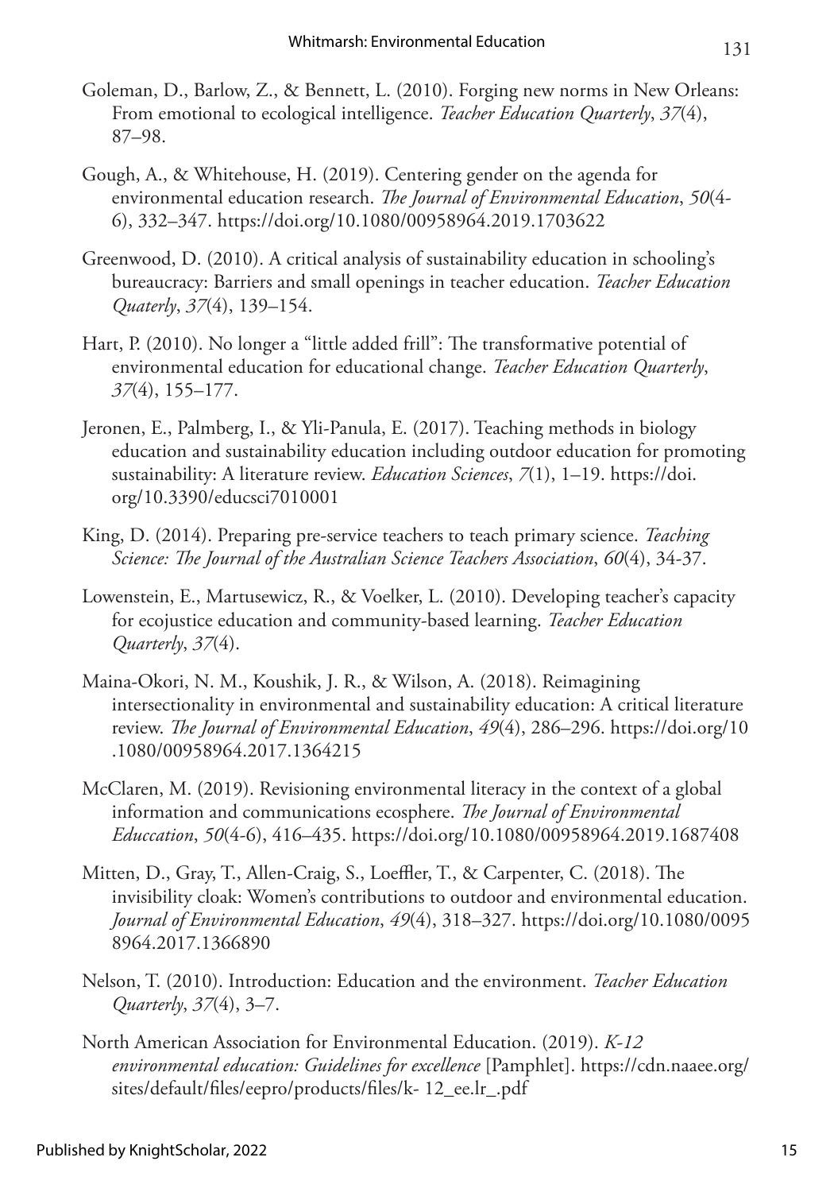Goleman, D., Barlow, Z., & Bennett, L. (2010). Forging new norms in New Orleans: From emotional to ecological intelligence. *Teacher Education Quarterly*, *37*(4), 87–98.

Gough, A., & Whitehouse, H. (2019). Centering gender on the agenda for environmental education research. *The Journal of Environmental Education*, *50*(4-6), 332–347. https://doi.org/10.1080/00958964.2019.1703622

Greenwood, D. (2010). A critical analysis of sustainability education in schooling's bureaucracy: Barriers and small openings in teacher education. *Teacher Education Quaterly*, *37*(4), 139–154.

Hart, P. (2010). No longer a "little added frill": The transformative potential of environmental education for educational change. *Teacher Education Quarterly*, *37*(4), 155–177.

Jeronen, E., Palmberg, I., & Yli-Panula, E. (2017). Teaching methods in biology education and sustainability education including outdoor education for promoting sustainability: A literature review. *Education Sciences*, *7*(1), 1–19. https://doi.org/10.3390/educsci7010001

King, D. (2014). Preparing pre-service teachers to teach primary science. *Teaching Science: The Journal of the Australian Science Teachers Association*, *60*(4), 34-37.

Lowenstein, E., Martusewicz, R., & Voelker, L. (2010). Developing teacher's capacity for ecojustice education and community-based learning. *Teacher Education Quarterly*, *37*(4).

Maina-Okori, N. M., Koushik, J. R., & Wilson, A. (2018). Reimagining intersectionality in environmental and sustainability education: A critical literature review. *The Journal of Environmental Education*, *49*(4), 286–296. https://doi.org/10.1080/00958964.2017.1364215

McClaren, M. (2019). Revisioning environmental literacy in the context of a global information and communications ecosphere. *The Journal of Environmental Educcation*, *50*(4-6), 416–435. https://doi.org/10.1080/00958964.2019.1687408

Mitten, D., Gray, T., Allen-Craig, S., Loeffler, T., & Carpenter, C. (2018). The invisibility cloak: Women's contributions to outdoor and environmental education. *Journal of Environmental Education*, *49*(4), 318–327. https://doi.org/10.1080/00958964.2017.1366890

Nelson, T. (2010). Introduction: Education and the environment. *Teacher Education Quarterly*, *37*(4), 3–7.

North American Association for Environmental Education. (2019). *K-12 environmental education: Guidelines for excellence* [Pamphlet]. https://cdn.naaee.org/sites/default/files/eepro/products/files/k- 12_ee.lr_.pdf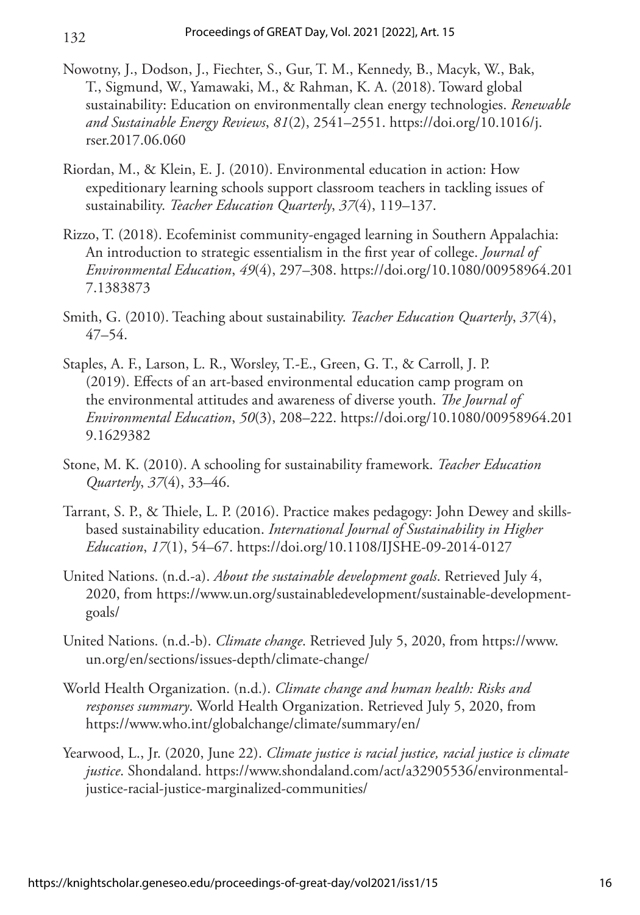Nowotny, J., Dodson, J., Fiechter, S., Gur, T. M., Kennedy, B., Macyk, W., Bak, T., Sigmund, W., Yamawaki, M., & Rahman, K. A. (2018). Toward global sustainability: Education on environmentally clean energy technologies. *Renewable and Sustainable Energy Reviews*, *81*(2), 2541–2551. https://doi.org/10.1016/j.rser.2017.06.060

Riordan, M., & Klein, E. J. (2010). Environmental education in action: How expeditionary learning schools support classroom teachers in tackling issues of sustainability. *Teacher Education Quarterly*, *37*(4), 119–137.

Rizzo, T. (2018). Ecofeminist community-engaged learning in Southern Appalachia: An introduction to strategic essentialism in the first year of college. *Journal of Environmental Education*, *49*(4), 297–308. https://doi.org/10.1080/00958964.2017.1383873

Smith, G. (2010). Teaching about sustainability. *Teacher Education Quarterly*, *37*(4), 47–54.

Staples, A. F., Larson, L. R., Worsley, T.-E., Green, G. T., & Carroll, J. P. (2019). Effects of an art-based environmental education camp program on the environmental attitudes and awareness of diverse youth. *The Journal of Environmental Education*, *50*(3), 208–222. https://doi.org/10.1080/00958964.2019.1629382

Stone, M. K. (2010). A schooling for sustainability framework. *Teacher Education Quarterly*, *37*(4), 33–46.

Tarrant, S. P., & Thiele, L. P. (2016). Practice makes pedagogy: John Dewey and skills-based sustainability education. *International Journal of Sustainability in Higher Education*, *17*(1), 54–67. https://doi.org/10.1108/IJSHE-09-2014-0127

United Nations. (n.d.-a). *About the sustainable development goals*. Retrieved July 4, 2020, from https://www.un.org/sustainabledevelopment/sustainable-development-goals/

United Nations. (n.d.-b). *Climate change*. Retrieved July 5, 2020, from https://www.un.org/en/sections/issues-depth/climate-change/

World Health Organization. (n.d.). *Climate change and human health: Risks and responses summary*. World Health Organization. Retrieved July 5, 2020, from https://www.who.int/globalchange/climate/summary/en/

Yearwood, L., Jr. (2020, June 22). *Climate justice is racial justice, racial justice is climate justice*. Shondaland. https://www.shondaland.com/act/a32905536/environmental-justice-racial-justice-marginalized-communities/